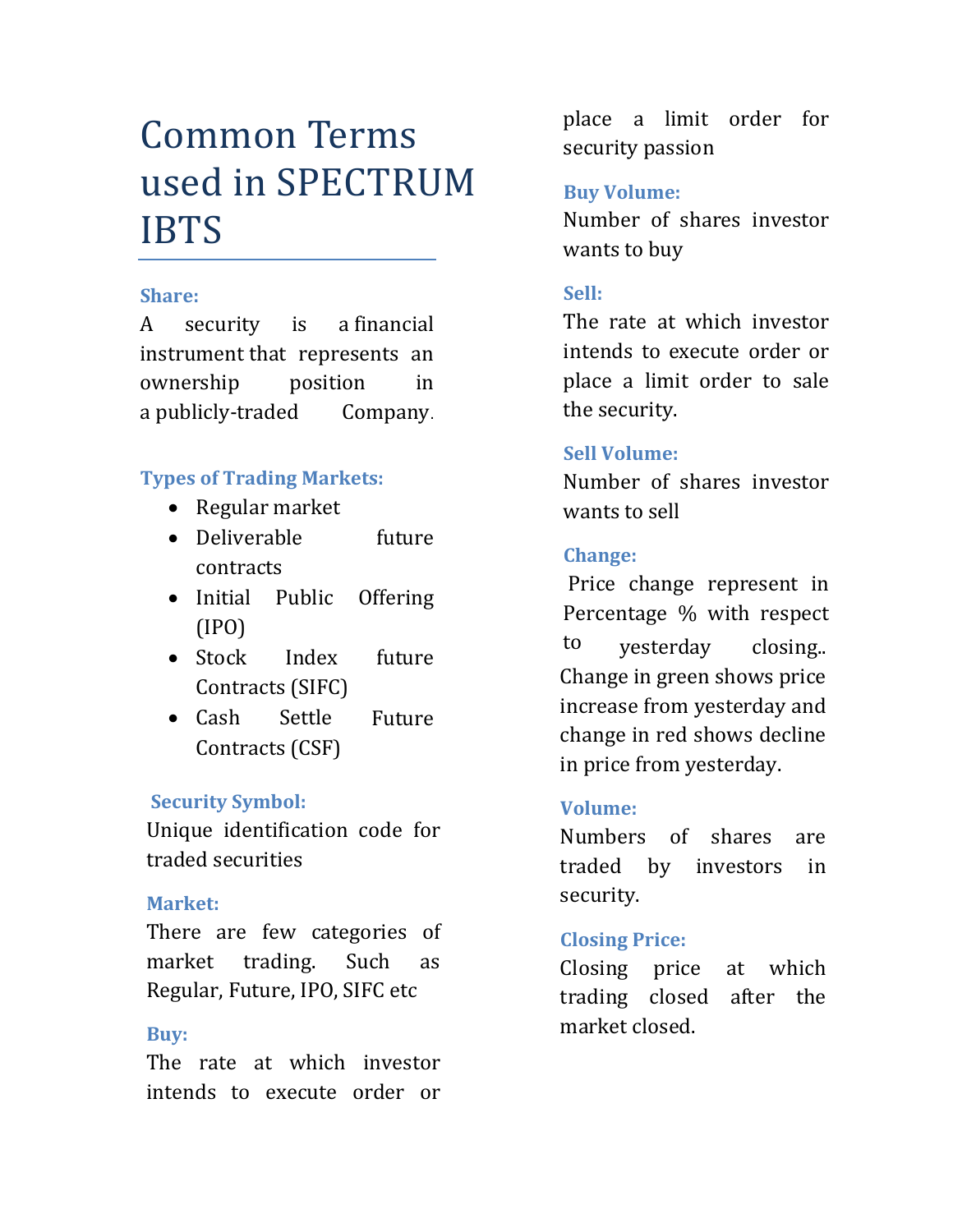# Common Terms used in SPECTRUM IBTS

### Share:

A security is a financial instrument that represents an ownership position in a publicly-traded Company.

### Types of Trading Markets:

- Regular market
- Deliverable future contracts
- Initial Public Offering (IPO)
- Stock Index future Contracts (SIFC)
- Cash Settle Future Contracts (CSF)

### Security Symbol:

Unique identification code for traded securities

### Market:

There are few categories of market trading. Such as Regular, Future, IPO, SIFC etc

### Buy:

The rate at which investor intends to execute order or place a limit order for security passion

### Buy Volume:

Number of shares investor wants to buy

### Sell:

The rate at which investor intends to execute order or place a limit order to sale the security.

### Sell Volume:

Number of shares investor wants to sell

### Change:

Price change represent in Percentage % with respect to yesterday closing.. Change in green shows price increase from yesterday and change in red shows decline in price from yesterday.

### Volume:

Numbers of shares are traded by investors in security.

### Closing Price:

Closing price at which trading closed after the market closed.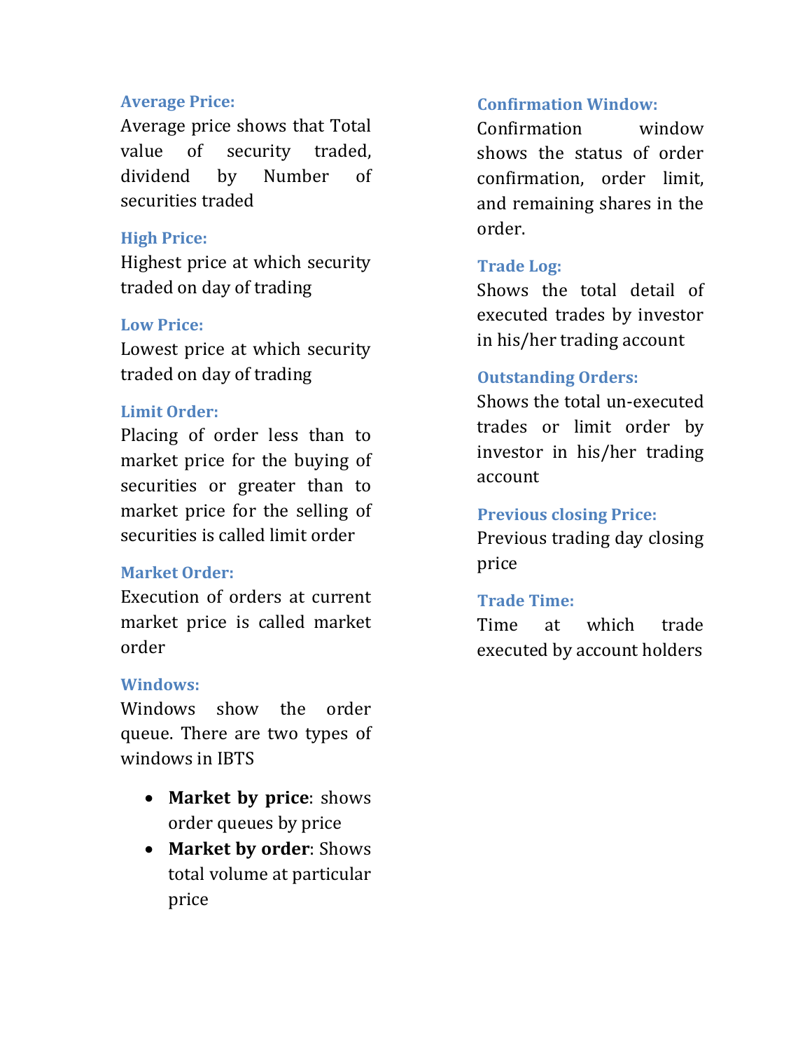### Average Price:

Average price shows that Total value of security traded, dividend by Number of securities traded

### High Price:

Highest price at which security traded on day of trading

### Low Price:

Lowest price at which security traded on day of trading

### Limit Order:

Placing of order less than to market price for the buying of securities or greater than to market price for the selling of securities is called limit order

### Market Order:

Execution of orders at current market price is called market order

### Windows:

Windows show the order queue. There are two types of windows in IBTS

- **Market by price**: shows order queues by price
- **Market by order**: Shows total volume at particular price

### Confirmation Window:

Confirmation window shows the status of order confirmation, order limit, and remaining shares in the order.

### Trade Log:

Shows the total detail of executed trades by investor in his/her trading account

### Outstanding Orders:

Shows the total un-executed trades or limit order by investor in his/her trading account

### Previous closing Price:

Previous trading day closing price

### Trade Time:

Time at which trade executed by account holders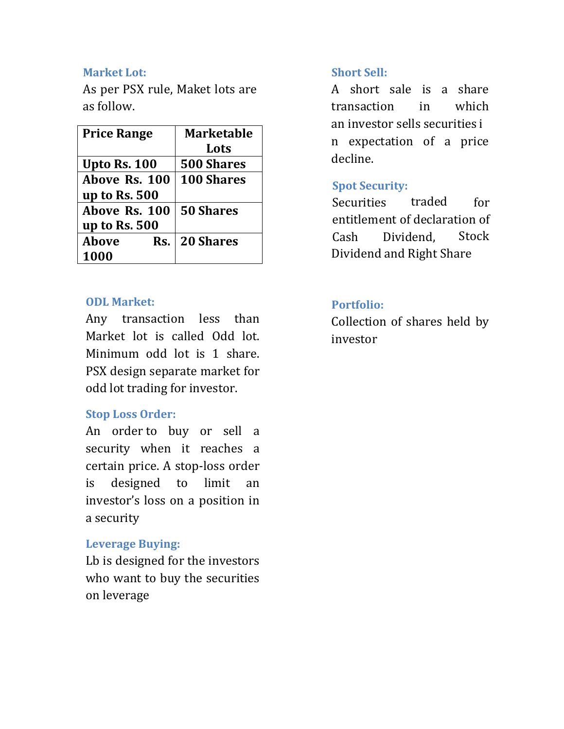### Market Lot:

As per PSX rule, Maket lots are as follow.

| Price Range | Marketable Lots |
| --- | --- |
| Upto Rs. 100 | 500 Shares |
| Above Rs. 100 up to Rs. 500 | 100 Shares |
| Above Rs. 100 up to Rs. 500 | 50 Shares |
| Above Rs. 1000 | 20 Shares |

### ODL Market:

Any transaction less than Market lot is called Odd lot. Minimum odd lot is 1 share. PSX design separate market for odd lot trading for investor.

### Stop Loss Order:

An order to buy or sell a security when it reaches a certain price. A stop-loss order is designed to limit an investor's loss on a position in a security

### Leverage Buying:

Lb is designed for the investors who want to buy the securities on leverage

### Short Sell:

A short sale is a share transaction in which an investor sells securities i n expectation of a price decline.

### Spot Security:

Securities traded for entitlement of declaration of Cash Dividend, Stock Dividend and Right Share

### Portfolio:

Collection of shares held by investor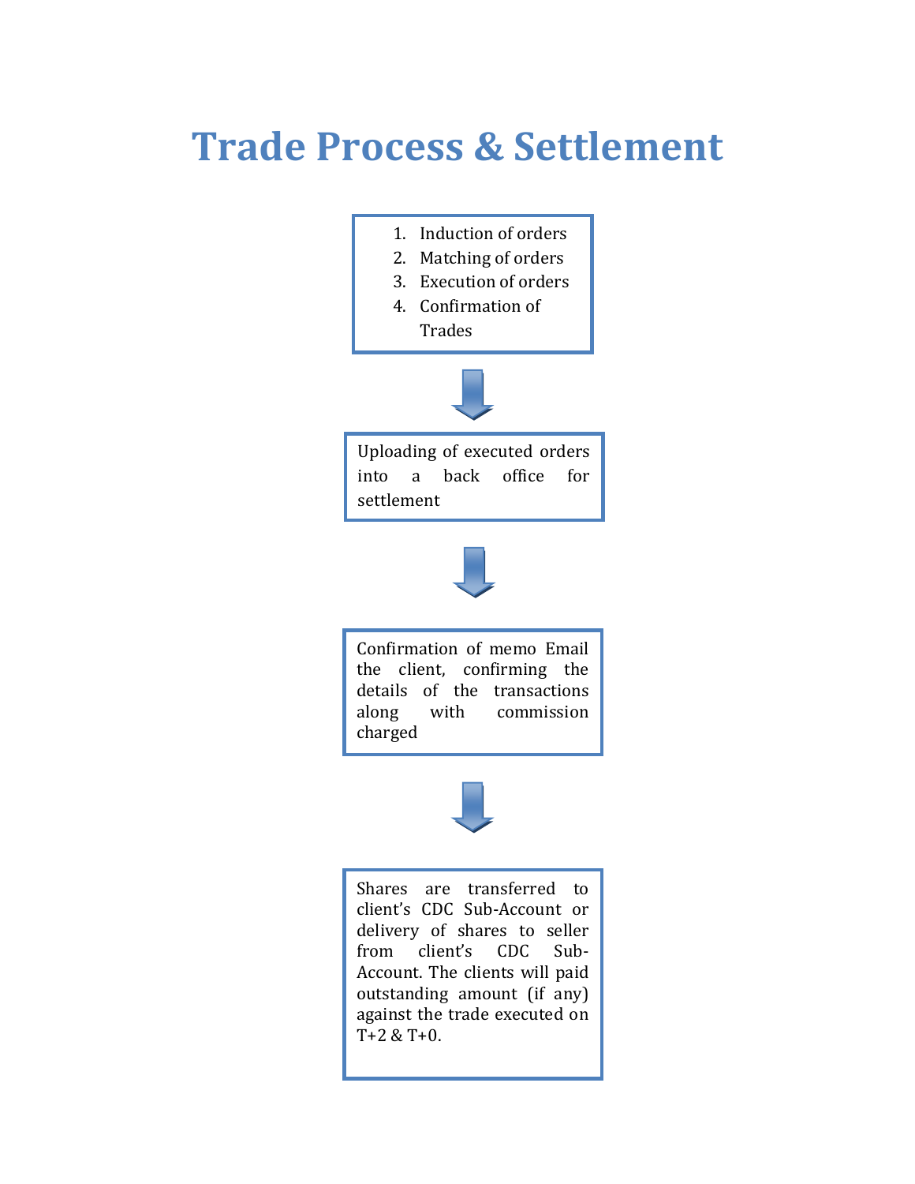# Trade Process & Settlement

1. Induction of orders
2. Matching of orders
3. Execution of orders
4. Confirmation of Trades

↓

Uploading of executed orders into a back office for settlement

↓

Confirmation of memo Email the client, confirming the details of the transactions along with commission charged

↓

Shares are transferred to client's CDC Sub-Account or delivery of shares to seller from client's CDC Sub-Account. The clients will paid outstanding amount (if any) against the trade executed on T+2 & T+0.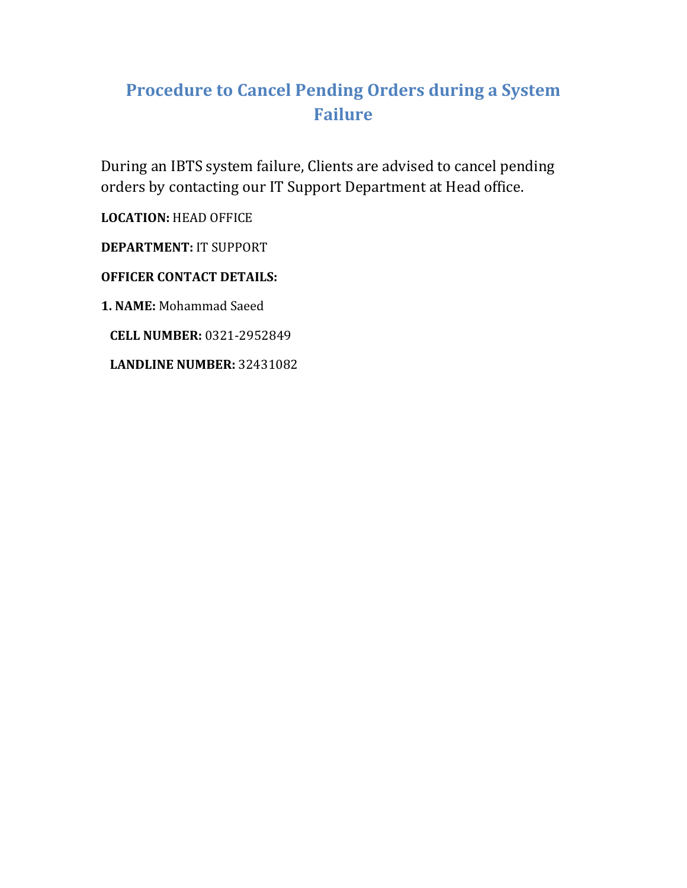# Procedure to Cancel Pending Orders during a System Failure

During an IBTS system failure, Clients are advised to cancel pending orders by contacting our IT Support Department at Head office.

**LOCATION:** HEAD OFFICE

**DEPARTMENT:** IT SUPPORT

**OFFICER CONTACT DETAILS:**

**1. NAME:** Mohammad Saeed

**CELL NUMBER:** 0321-2952849

**LANDLINE NUMBER:** 32431082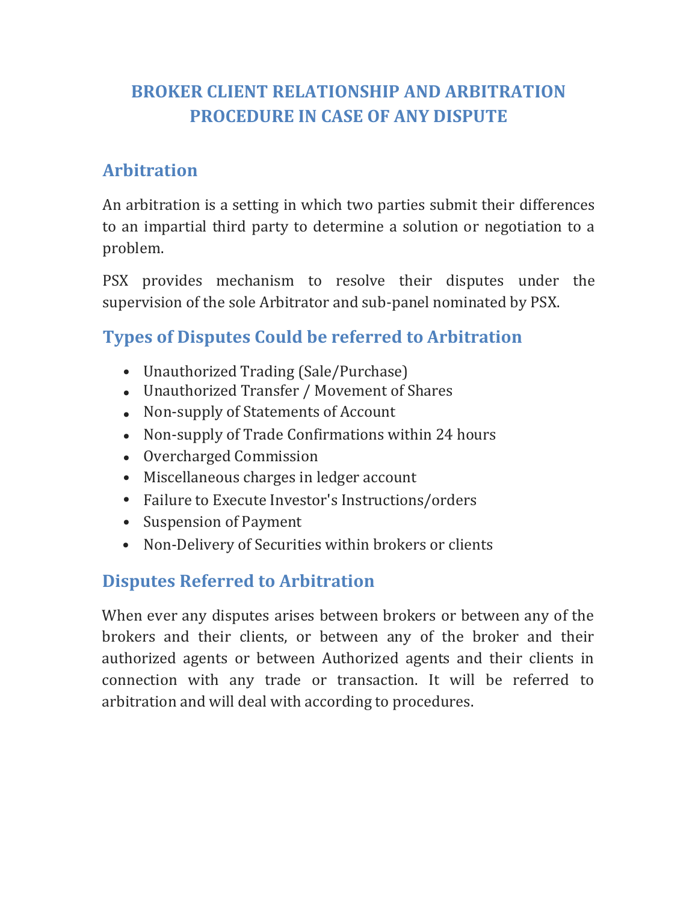# BROKER CLIENT RELATIONSHIP AND ARBITRATION PROCEDURE IN CASE OF ANY DISPUTE

## Arbitration

An arbitration is a setting in which two parties submit their differences to an impartial third party to determine a solution or negotiation to a problem.

PSX provides mechanism to resolve their disputes under the supervision of the sole Arbitrator and sub-panel nominated by PSX.

## Types of Disputes Could be referred to Arbitration

- Unauthorized Trading (Sale/Purchase)
- Unauthorized Transfer / Movement of Shares
- Non-supply of Statements of Account
- Non-supply of Trade Confirmations within 24 hours
- Overcharged Commission
- Miscellaneous charges in ledger account
- Failure to Execute Investor's Instructions/orders
- Suspension of Payment
- Non-Delivery of Securities within brokers or clients

## Disputes Referred to Arbitration

When ever any disputes arises between brokers or between any of the brokers and their clients, or between any of the broker and their authorized agents or between Authorized agents and their clients in connection with any trade or transaction. It will be referred to arbitration and will deal with according to procedures.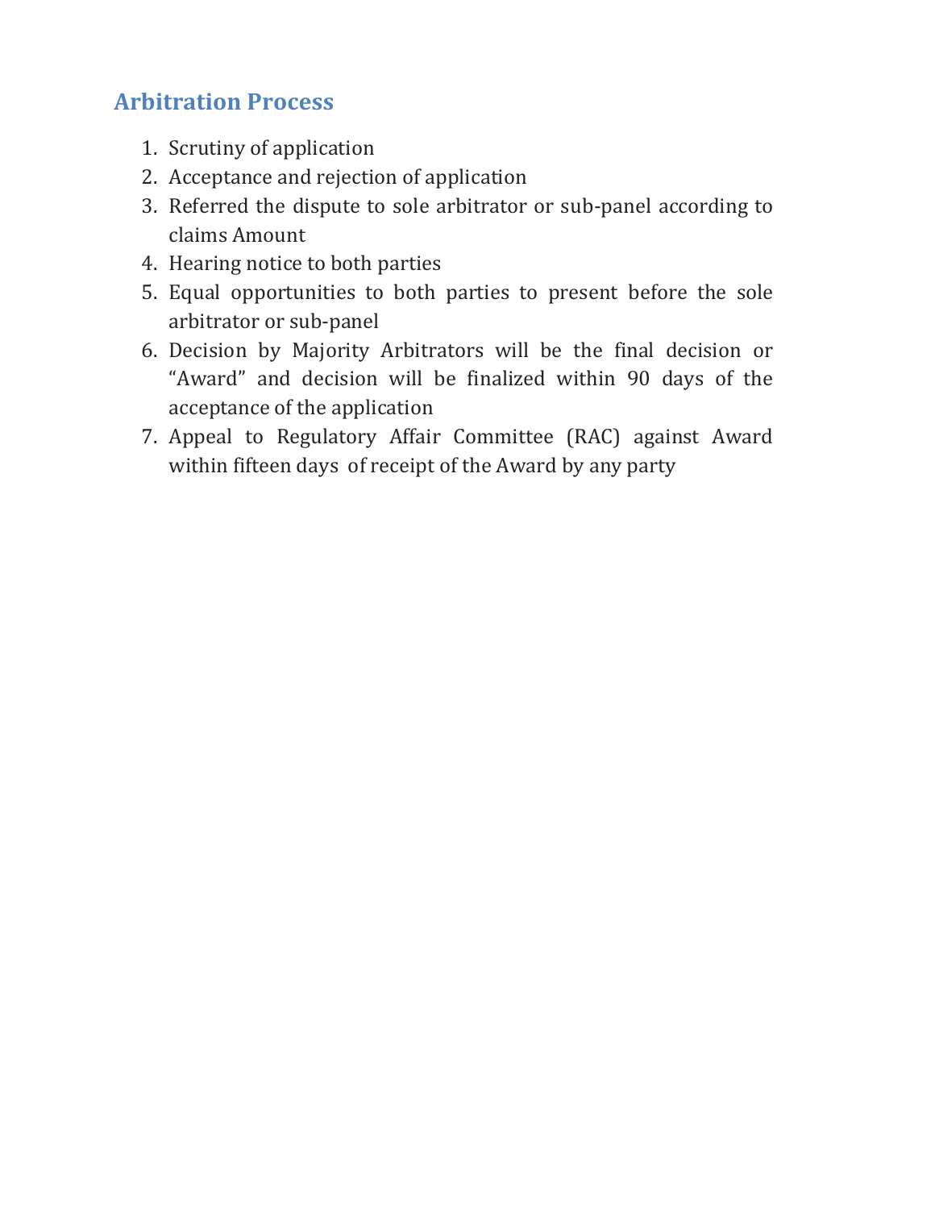## Arbitration Process

1. Scrutiny of application
2. Acceptance and rejection of application
3. Referred the dispute to sole arbitrator or sub-panel according to claims Amount
4. Hearing notice to both parties
5. Equal opportunities to both parties to present before the sole arbitrator or sub-panel
6. Decision by Majority Arbitrators will be the final decision or "Award" and decision will be finalized within 90 days of the acceptance of the application
7. Appeal to Regulatory Affair Committee (RAC) against Award within fifteen days of receipt of the Award by any party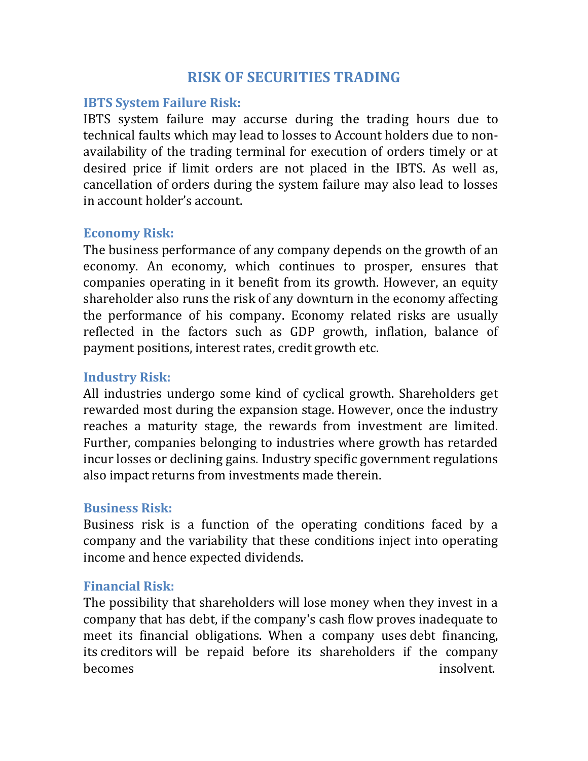# RISK OF SECURITIES TRADING

### IBTS System Failure Risk:

IBTS system failure may accurse during the trading hours due to technical faults which may lead to losses to Account holders due to non-availability of the trading terminal for execution of orders timely or at desired price if limit orders are not placed in the IBTS. As well as, cancellation of orders during the system failure may also lead to losses in account holder's account.

### Economy Risk:

The business performance of any company depends on the growth of an economy. An economy, which continues to prosper, ensures that companies operating in it benefit from its growth. However, an equity shareholder also runs the risk of any downturn in the economy affecting the performance of his company. Economy related risks are usually reflected in the factors such as GDP growth, inflation, balance of payment positions, interest rates, credit growth etc.

### Industry Risk:

All industries undergo some kind of cyclical growth. Shareholders get rewarded most during the expansion stage. However, once the industry reaches a maturity stage, the rewards from investment are limited. Further, companies belonging to industries where growth has retarded incur losses or declining gains. Industry specific government regulations also impact returns from investments made therein.

### Business Risk:

Business risk is a function of the operating conditions faced by a company and the variability that these conditions inject into operating income and hence expected dividends.

### Financial Risk:

The possibility that shareholders will lose money when they invest in a company that has debt, if the company's cash flow proves inadequate to meet its financial obligations. When a company uses debt financing, its creditors will be repaid before its shareholders if the company becomes insolvent.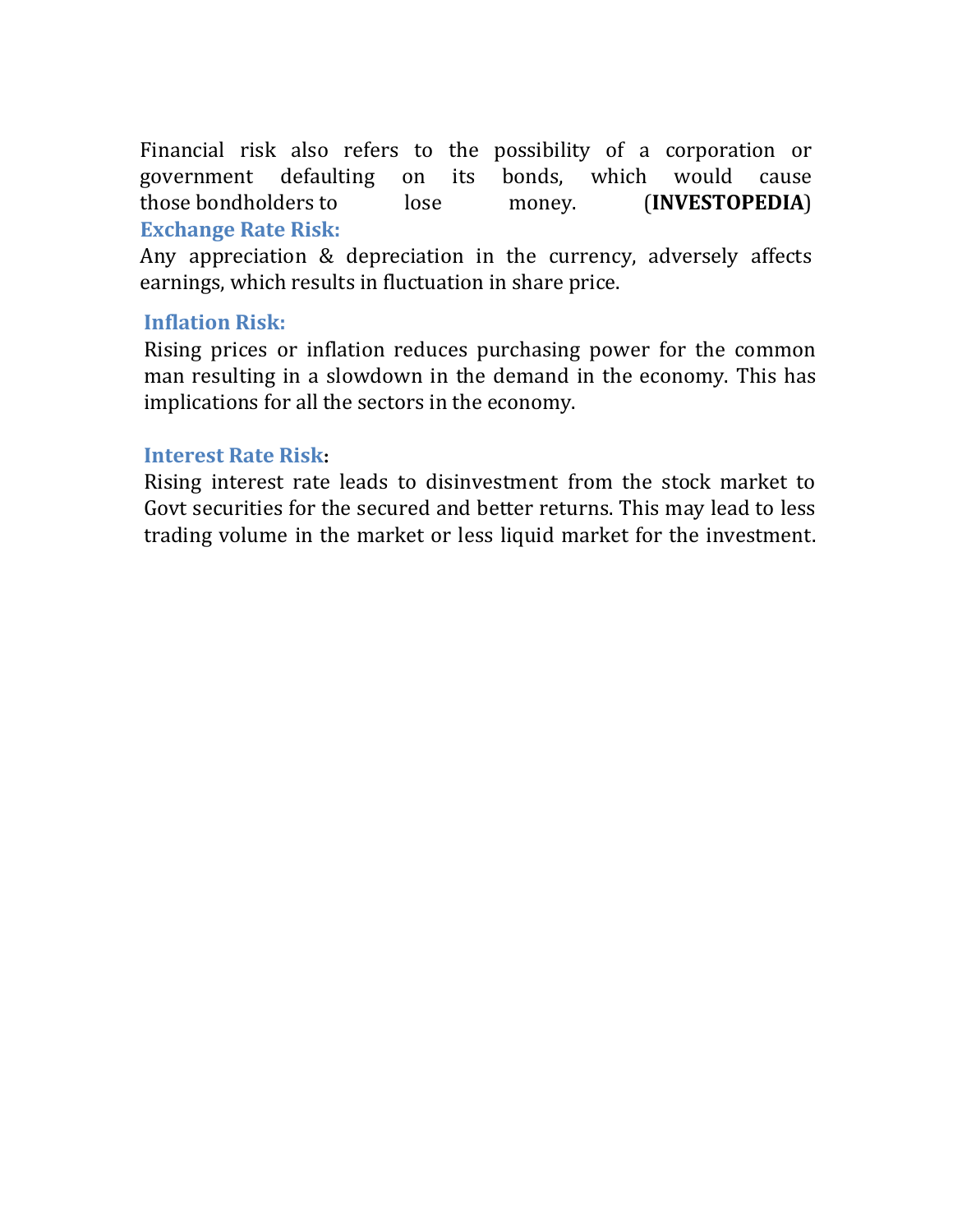Financial risk also refers to the possibility of a corporation or government defaulting on its bonds, which would cause those bondholders to lose money. (**INVESTOPEDIA**)

### Exchange Rate Risk:

Any appreciation & depreciation in the currency, adversely affects earnings, which results in fluctuation in share price.

### Inflation Risk:

Rising prices or inflation reduces purchasing power for the common man resulting in a slowdown in the demand in the economy. This has implications for all the sectors in the economy.

### Interest Rate Risk:

Rising interest rate leads to disinvestment from the stock market to Govt securities for the secured and better returns. This may lead to less trading volume in the market or less liquid market for the investment.